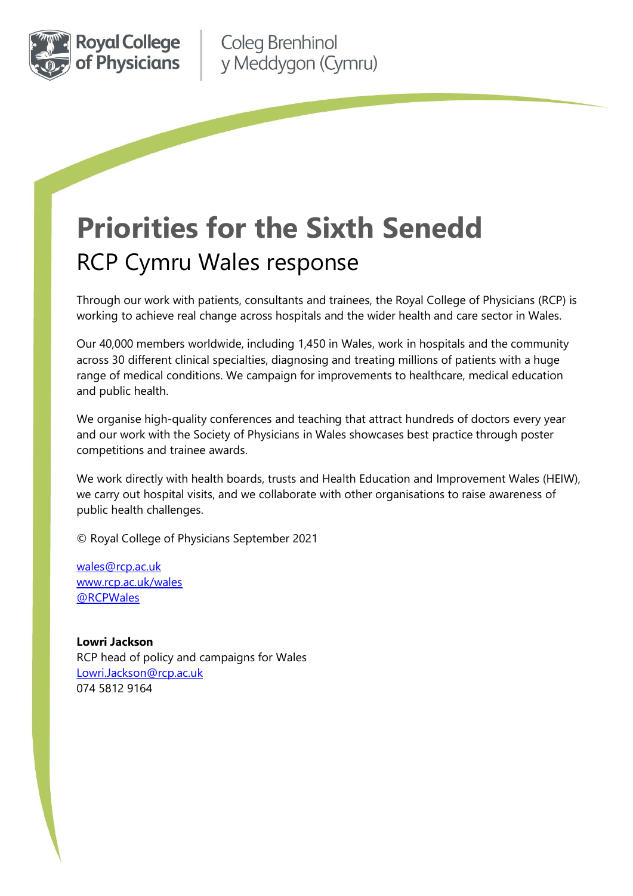Royal College of Physicians

Coleg Brenhinol y Meddygon (Cymru)

# Priorities for the Sixth Senedd

## RCP Cymru Wales response

Through our work with patients, consultants and trainees, the Royal College of Physicians (RCP) is working to achieve real change across hospitals and the wider health and care sector in Wales.

Our 40,000 members worldwide, including 1,450 in Wales, work in hospitals and the community across 30 different clinical specialties, diagnosing and treating millions of patients with a huge range of medical conditions. We campaign for improvements to healthcare, medical education and public health.

We organise high-quality conferences and teaching that attract hundreds of doctors every year and our work with the Society of Physicians in Wales showcases best practice through poster competitions and trainee awards.

We work directly with health boards, trusts and Health Education and Improvement Wales (HEIW), we carry out hospital visits, and we collaborate with other organisations to raise awareness of public health challenges.

© Royal College of Physicians September 2021

wales@rcp.ac.uk  
www.rcp.ac.uk/wales  
@RCPWales

**Lowri Jackson**  
RCP head of policy and campaigns for Wales  
Lowri.Jackson@rcp.ac.uk  
074 5812 9164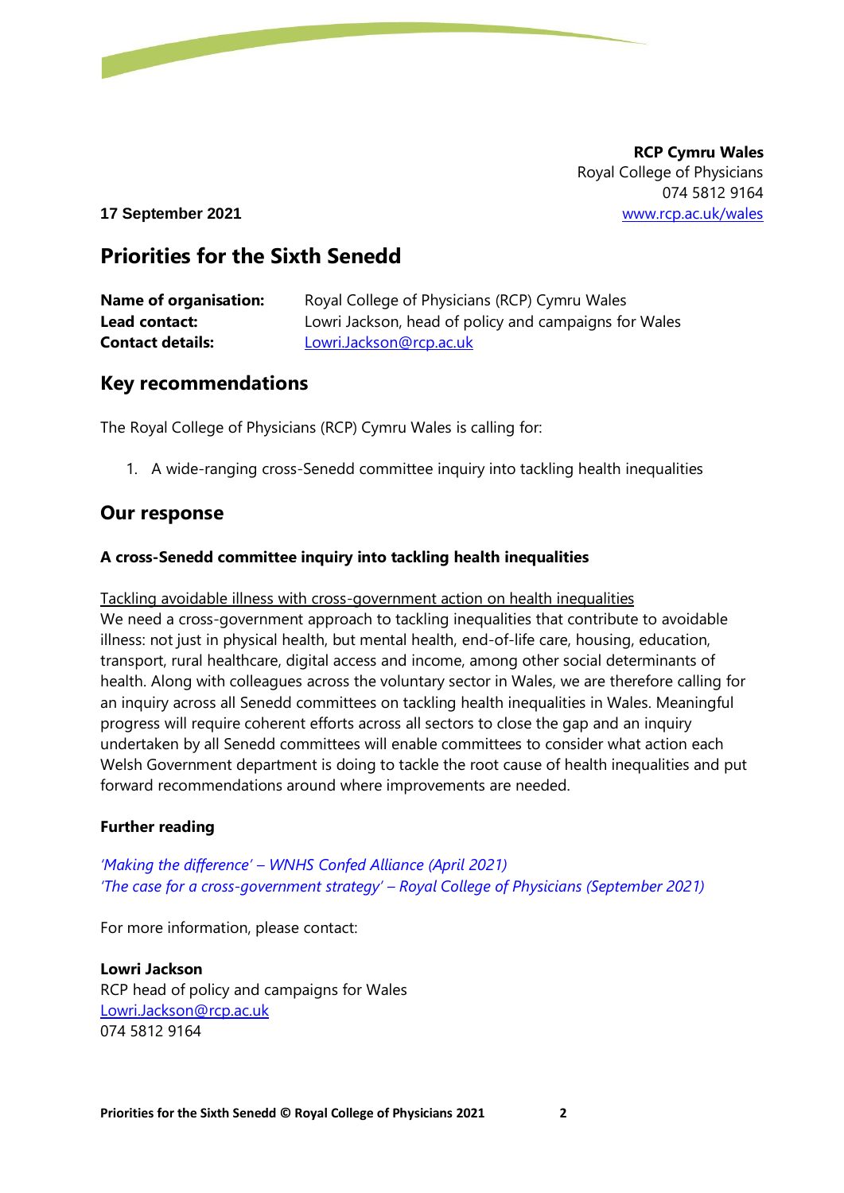**RCP Cymru Wales**
Royal College of Physicians
074 5812 9164
www.rcp.ac.uk/wales

**17 September 2021**

## Priorities for the Sixth Senedd

| | |
|---|---|
| **Name of organisation:** | Royal College of Physicians (RCP) Cymru Wales |
| **Lead contact:** | Lowri Jackson, head of policy and campaigns for Wales |
| **Contact details:** | Lowri.Jackson@rcp.ac.uk |

## Key recommendations

The Royal College of Physicians (RCP) Cymru Wales is calling for:

1. A wide-ranging cross-Senedd committee inquiry into tackling health inequalities

## Our response

**A cross-Senedd committee inquiry into tackling health inequalities**

Tackling avoidable illness with cross-government action on health inequalities
We need a cross-government approach to tackling inequalities that contribute to avoidable illness: not just in physical health, but mental health, end-of-life care, housing, education, transport, rural healthcare, digital access and income, among other social determinants of health. Along with colleagues across the voluntary sector in Wales, we are therefore calling for an inquiry across all Senedd committees on tackling health inequalities in Wales. Meaningful progress will require coherent efforts across all sectors to close the gap and an inquiry undertaken by all Senedd committees will enable committees to consider what action each Welsh Government department is doing to tackle the root cause of health inequalities and put forward recommendations around where improvements are needed.

**Further reading**

*'Making the difference' – WNHS Confed Alliance (April 2021)*
*'The case for a cross-government strategy' – Royal College of Physicians (September 2021)*

For more information, please contact:

**Lowri Jackson**
RCP head of policy and campaigns for Wales
Lowri.Jackson@rcp.ac.uk
074 5812 9164